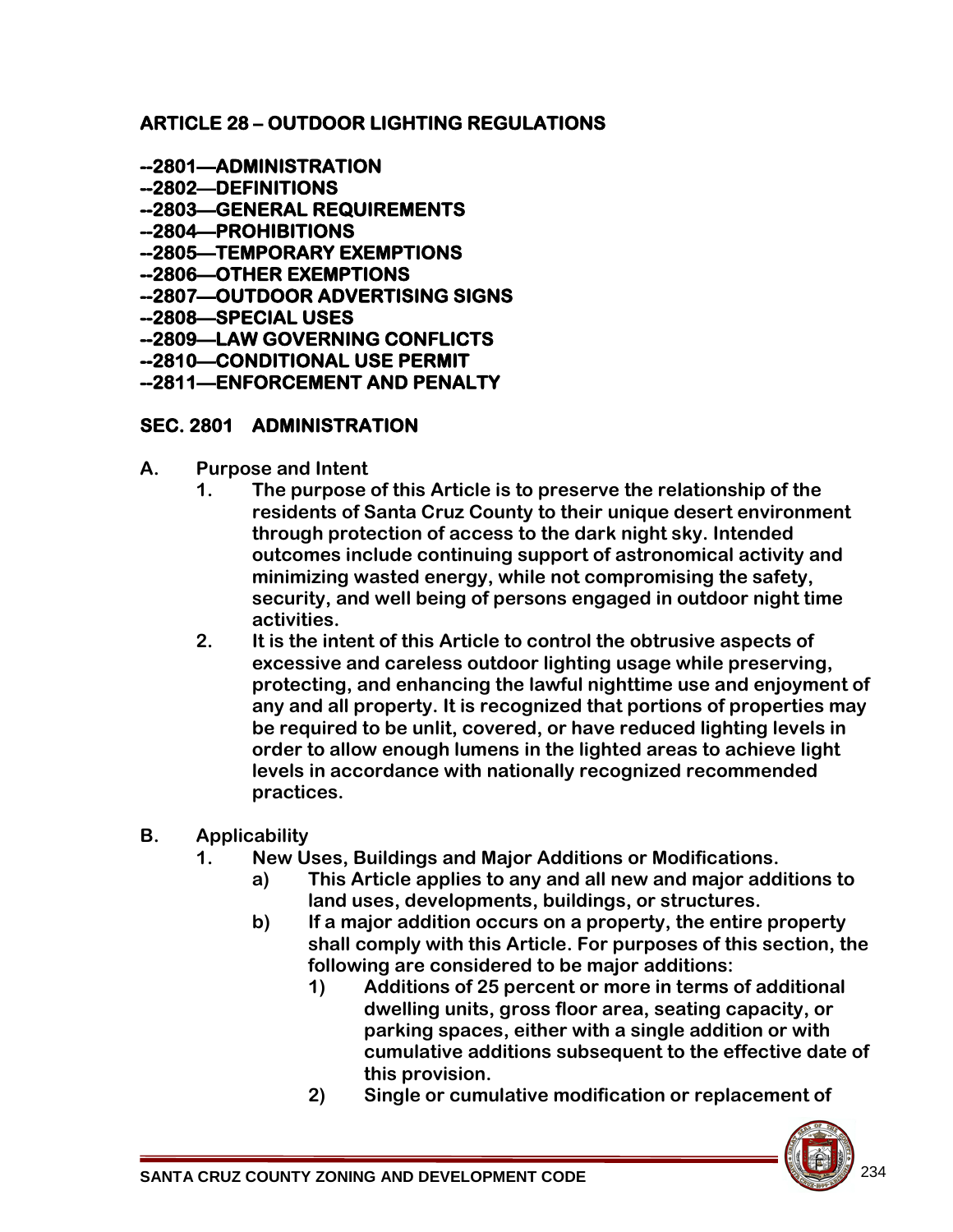# ARTICLE 28 – OUTDOOR LIGHTING REGULATIONS

**--2801—ADMINISTRATION**
**--2802—DEFINITIONS**
**--2803—GENERAL REQUIREMENTS**
**--2804—PROHIBITIONS**
**--2805—TEMPORARY EXEMPTIONS**
**--2806—OTHER EXEMPTIONS**
**--2807—OUTDOOR ADVERTISING SIGNS**
**--2808—SPECIAL USES**
**--2809—LAW GOVERNING CONFLICTS**
**--2810—CONDITIONAL USE PERMIT**
**--2811—ENFORCEMENT AND PENALTY**

## SEC. 2801 ADMINISTRATION

**A. Purpose and Intent**

1. The purpose of this Article is to preserve the relationship of the residents of Santa Cruz County to their unique desert environment through protection of access to the dark night sky. Intended outcomes include continuing support of astronomical activity and minimizing wasted energy, while not compromising the safety, security, and well being of persons engaged in outdoor night time activities.
2. It is the intent of this Article to control the obtrusive aspects of excessive and careless outdoor lighting usage while preserving, protecting, and enhancing the lawful nighttime use and enjoyment of any and all property. It is recognized that portions of properties may be required to be unlit, covered, or have reduced lighting levels in order to allow enough lumens in the lighted areas to achieve light levels in accordance with nationally recognized recommended practices.

**B. Applicability**

1. New Uses, Buildings and Major Additions or Modifications.
   a) This Article applies to any and all new and major additions to land uses, developments, buildings, or structures.
   b) If a major addition occurs on a property, the entire property shall comply with this Article. For purposes of this section, the following are considered to be major additions:
      1) Additions of 25 percent or more in terms of additional dwelling units, gross floor area, seating capacity, or parking spaces, either with a single addition or with cumulative additions subsequent to the effective date of this provision.
      2) Single or cumulative modification or replacement of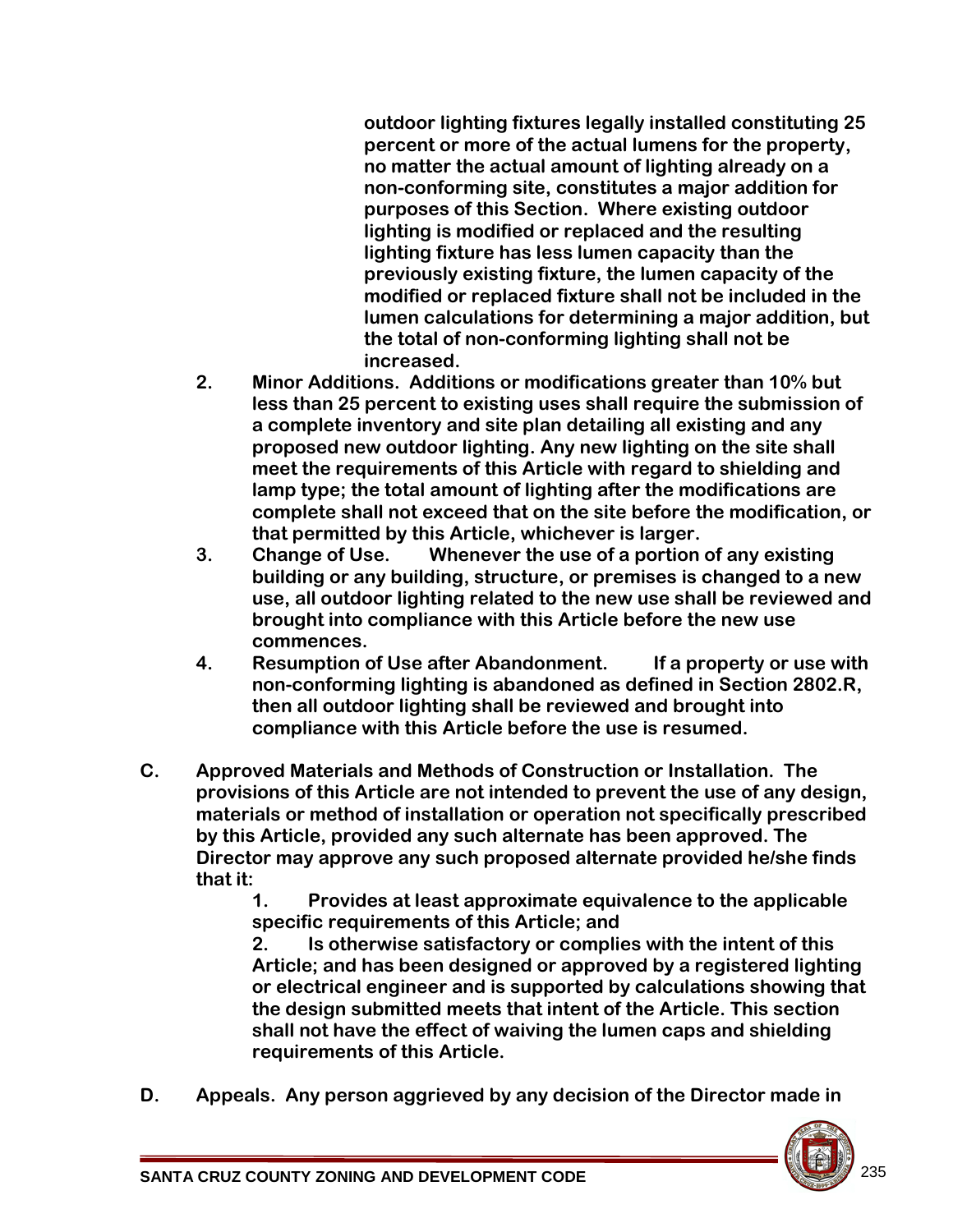outdoor lighting fixtures legally installed constituting 25 percent or more of the actual lumens for the property, no matter the actual amount of lighting already on a non-conforming site, constitutes a major addition for purposes of this Section. Where existing outdoor lighting is modified or replaced and the resulting lighting fixture has less lumen capacity than the previously existing fixture, the lumen capacity of the modified or replaced fixture shall not be included in the lumen calculations for determining a major addition, but the total of non-conforming lighting shall not be increased.

2. Minor Additions. Additions or modifications greater than 10% but less than 25 percent to existing uses shall require the submission of a complete inventory and site plan detailing all existing and any proposed new outdoor lighting. Any new lighting on the site shall meet the requirements of this Article with regard to shielding and lamp type; the total amount of lighting after the modifications are complete shall not exceed that on the site before the modification, or that permitted by this Article, whichever is larger.

3. Change of Use. Whenever the use of a portion of any existing building or any building, structure, or premises is changed to a new use, all outdoor lighting related to the new use shall be reviewed and brought into compliance with this Article before the new use commences.

4. Resumption of Use after Abandonment. If a property or use with non-conforming lighting is abandoned as defined in Section 2802.R, then all outdoor lighting shall be reviewed and brought into compliance with this Article before the use is resumed.

C. Approved Materials and Methods of Construction or Installation. The provisions of this Article are not intended to prevent the use of any design, materials or method of installation or operation not specifically prescribed by this Article, provided any such alternate has been approved. The Director may approve any such proposed alternate provided he/she finds that it:

1. Provides at least approximate equivalence to the applicable specific requirements of this Article; and

2. Is otherwise satisfactory or complies with the intent of this Article; and has been designed or approved by a registered lighting or electrical engineer and is supported by calculations showing that the design submitted meets that intent of the Article. This section shall not have the effect of waiving the lumen caps and shielding requirements of this Article.

D. Appeals. Any person aggrieved by any decision of the Director made in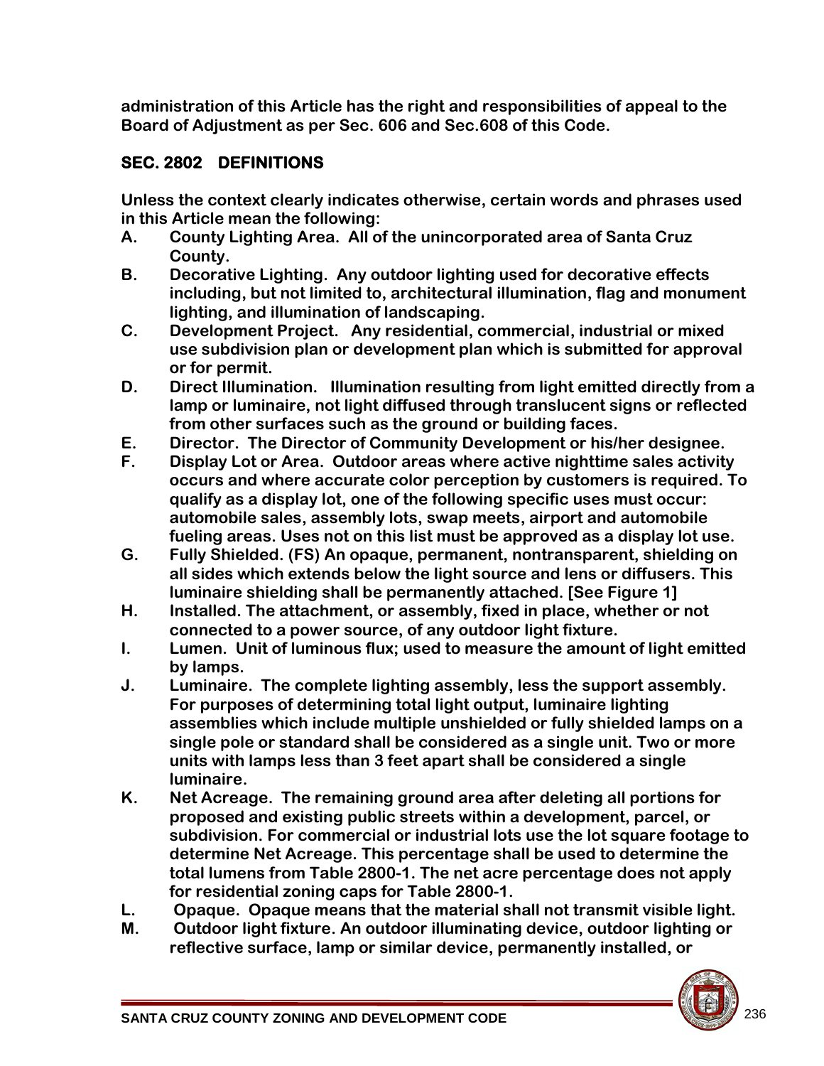**administration of this Article has the right and responsibilities of appeal to the Board of Adjustment as per Sec. 606 and Sec.608 of this Code.**

## SEC. 2802 DEFINITIONS

**Unless the context clearly indicates otherwise, certain words and phrases used in this Article mean the following:**

**A.** **County Lighting Area. All of the unincorporated area of Santa Cruz County.**

**B.** **Decorative Lighting. Any outdoor lighting used for decorative effects including, but not limited to, architectural illumination, flag and monument lighting, and illumination of landscaping.**

**C.** **Development Project. Any residential, commercial, industrial or mixed use subdivision plan or development plan which is submitted for approval or for permit.**

**D.** **Direct Illumination. Illumination resulting from light emitted directly from a lamp or luminaire, not light diffused through translucent signs or reflected from other surfaces such as the ground or building faces.**

**E.** **Director. The Director of Community Development or his/her designee.**

**F.** **Display Lot or Area. Outdoor areas where active nighttime sales activity occurs and where accurate color perception by customers is required. To qualify as a display lot, one of the following specific uses must occur: automobile sales, assembly lots, swap meets, airport and automobile fueling areas. Uses not on this list must be approved as a display lot use.**

**G.** **Fully Shielded. (FS) An opaque, permanent, nontransparent, shielding on all sides which extends below the light source and lens or diffusers. This luminaire shielding shall be permanently attached. [See Figure 1]**

**H.** **Installed. The attachment, or assembly, fixed in place, whether or not connected to a power source, of any outdoor light fixture.**

**I.** **Lumen. Unit of luminous flux; used to measure the amount of light emitted by lamps.**

**J.** **Luminaire. The complete lighting assembly, less the support assembly. For purposes of determining total light output, luminaire lighting assemblies which include multiple unshielded or fully shielded lamps on a single pole or standard shall be considered as a single unit. Two or more units with lamps less than 3 feet apart shall be considered a single luminaire.**

**K.** **Net Acreage. The remaining ground area after deleting all portions for proposed and existing public streets within a development, parcel, or subdivision. For commercial or industrial lots use the lot square footage to determine Net Acreage. This percentage shall be used to determine the total lumens from Table 2800-1. The net acre percentage does not apply for residential zoning caps for Table 2800-1.**

**L.** **Opaque. Opaque means that the material shall not transmit visible light.**

**M.** **Outdoor light fixture. An outdoor illuminating device, outdoor lighting or reflective surface, lamp or similar device, permanently installed, or**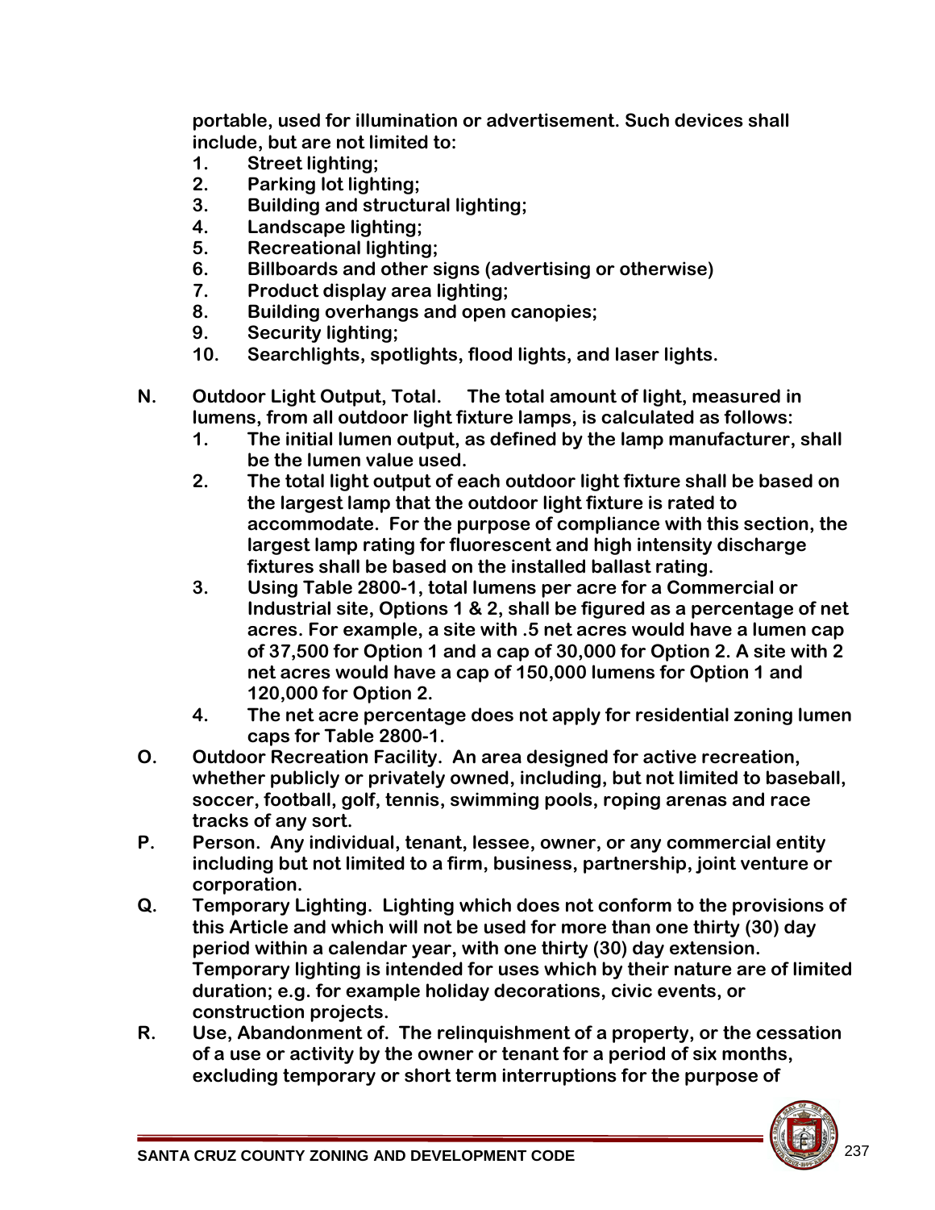**portable, used for illumination or advertisement. Such devices shall include, but are not limited to:**

1. **Street lighting;**
2. **Parking lot lighting;**
3. **Building and structural lighting;**
4. **Landscape lighting;**
5. **Recreational lighting;**
6. **Billboards and other signs (advertising or otherwise)**
7. **Product display area lighting;**
8. **Building overhangs and open canopies;**
9. **Security lighting;**
10. **Searchlights, spotlights, flood lights, and laser lights.**

**N. Outdoor Light Output, Total. The total amount of light, measured in lumens, from all outdoor light fixture lamps, is calculated as follows:**

1. **The initial lumen output, as defined by the lamp manufacturer, shall be the lumen value used.**
2. **The total light output of each outdoor light fixture shall be based on the largest lamp that the outdoor light fixture is rated to accommodate. For the purpose of compliance with this section, the largest lamp rating for fluorescent and high intensity discharge fixtures shall be based on the installed ballast rating.**
3. **Using Table 2800-1, total lumens per acre for a Commercial or Industrial site, Options 1 & 2, shall be figured as a percentage of net acres. For example, a site with .5 net acres would have a lumen cap of 37,500 for Option 1 and a cap of 30,000 for Option 2. A site with 2 net acres would have a cap of 150,000 lumens for Option 1 and 120,000 for Option 2.**
4. **The net acre percentage does not apply for residential zoning lumen caps for Table 2800-1.**

**O. Outdoor Recreation Facility. An area designed for active recreation, whether publicly or privately owned, including, but not limited to baseball, soccer, football, golf, tennis, swimming pools, roping arenas and race tracks of any sort.**

**P. Person. Any individual, tenant, lessee, owner, or any commercial entity including but not limited to a firm, business, partnership, joint venture or corporation.**

**Q. Temporary Lighting. Lighting which does not conform to the provisions of this Article and which will not be used for more than one thirty (30) day period within a calendar year, with one thirty (30) day extension. Temporary lighting is intended for uses which by their nature are of limited duration; e.g. for example holiday decorations, civic events, or construction projects.**

**R. Use, Abandonment of. The relinquishment of a property, or the cessation of a use or activity by the owner or tenant for a period of six months, excluding temporary or short term interruptions for the purpose of**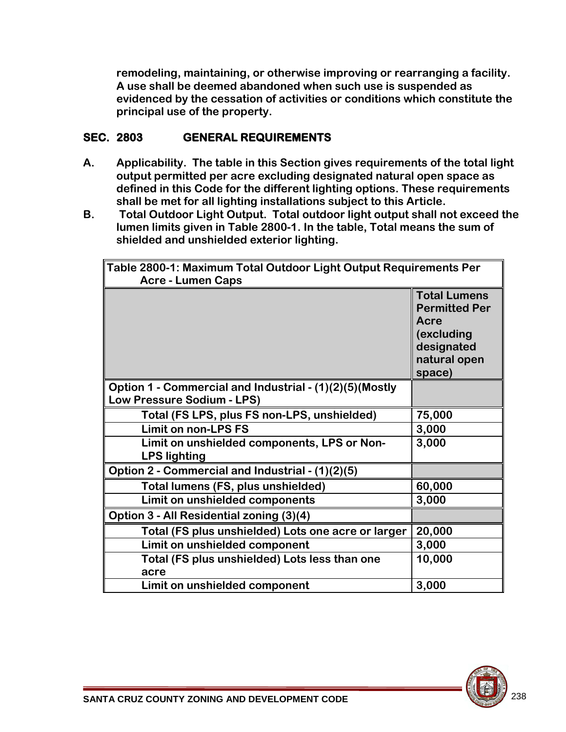**remodeling, maintaining, or otherwise improving or rearranging a facility. A use shall be deemed abandoned when such use is suspended as evidenced by the cessation of activities or conditions which constitute the principal use of the property.**

## SEC. 2803 GENERAL REQUIREMENTS

**A. Applicability. The table in this Section gives requirements of the total light output permitted per acre excluding designated natural open space as defined in this Code for the different lighting options. These requirements shall be met for all lighting installations subject to this Article.**

**B. Total Outdoor Light Output. Total outdoor light output shall not exceed the lumen limits given in Table 2800-1. In the table, Total means the sum of shielded and unshielded exterior lighting.**

**Table 2800-1: Maximum Total Outdoor Light Output Requirements Per Acre - Lumen Caps**

| | Total Lumens Permitted Per Acre (excluding designated natural open space) |
|---|---|
| **Option 1 - Commercial and Industrial - (1)(2)(5)(Mostly Low Pressure Sodium - LPS)** | |
| Total (FS LPS, plus FS non-LPS, unshielded) | 75,000 |
| Limit on non-LPS FS | 3,000 |
| Limit on unshielded components, LPS or Non-LPS lighting | 3,000 |
| **Option 2 - Commercial and Industrial - (1)(2)(5)** | |
| Total lumens (FS, plus unshielded) | 60,000 |
| Limit on unshielded components | 3,000 |
| **Option 3 - All Residential zoning (3)(4)** | |
| Total (FS plus unshielded) Lots one acre or larger | 20,000 |
| Limit on unshielded component | 3,000 |
| Total (FS plus unshielded) Lots less than one acre | 10,000 |
| Limit on unshielded component | 3,000 |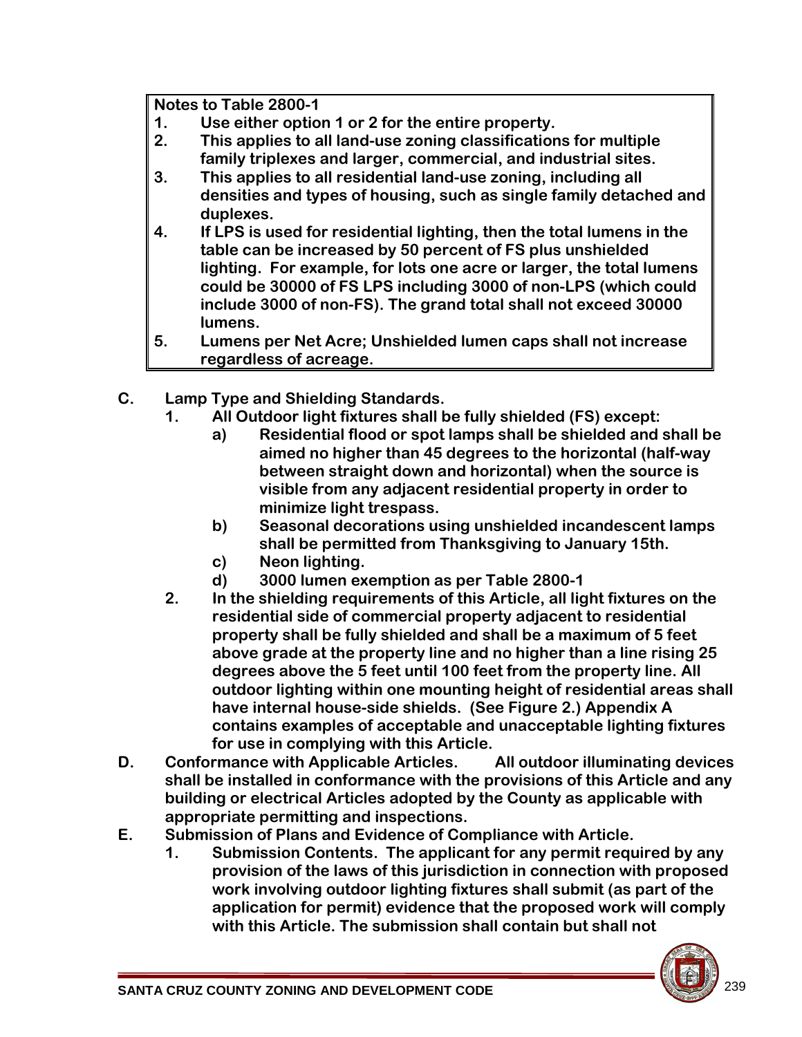**Notes to Table 2800-1**

1. Use either option 1 or 2 for the entire property.
2. This applies to all land-use zoning classifications for multiple family triplexes and larger, commercial, and industrial sites.
3. This applies to all residential land-use zoning, including all densities and types of housing, such as single family detached and duplexes.
4. If LPS is used for residential lighting, then the total lumens in the table can be increased by 50 percent of FS plus unshielded lighting. For example, for lots one acre or larger, the total lumens could be 30000 of FS LPS including 3000 of non-LPS (which could include 3000 of non-FS). The grand total shall not exceed 30000 lumens.
5. Lumens per Net Acre; Unshielded lumen caps shall not increase regardless of acreage.

**C. Lamp Type and Shielding Standards.**

1. All Outdoor light fixtures shall be fully shielded (FS) except:
   a) Residential flood or spot lamps shall be shielded and shall be aimed no higher than 45 degrees to the horizontal (half-way between straight down and horizontal) when the source is visible from any adjacent residential property in order to minimize light trespass.
   b) Seasonal decorations using unshielded incandescent lamps shall be permitted from Thanksgiving to January 15th.
   c) Neon lighting.
   d) 3000 lumen exemption as per Table 2800-1
2. In the shielding requirements of this Article, all light fixtures on the residential side of commercial property adjacent to residential property shall be fully shielded and shall be a maximum of 5 feet above grade at the property line and no higher than a line rising 25 degrees above the 5 feet until 100 feet from the property line. All outdoor lighting within one mounting height of residential areas shall have internal house-side shields. (See Figure 2.) Appendix A contains examples of acceptable and unacceptable lighting fixtures for use in complying with this Article.

**D. Conformance with Applicable Articles.** All outdoor illuminating devices shall be installed in conformance with the provisions of this Article and any building or electrical Articles adopted by the County as applicable with appropriate permitting and inspections.

**E. Submission of Plans and Evidence of Compliance with Article.**

1. Submission Contents. The applicant for any permit required by any provision of the laws of this jurisdiction in connection with proposed work involving outdoor lighting fixtures shall submit (as part of the application for permit) evidence that the proposed work will comply with this Article. The submission shall contain but shall not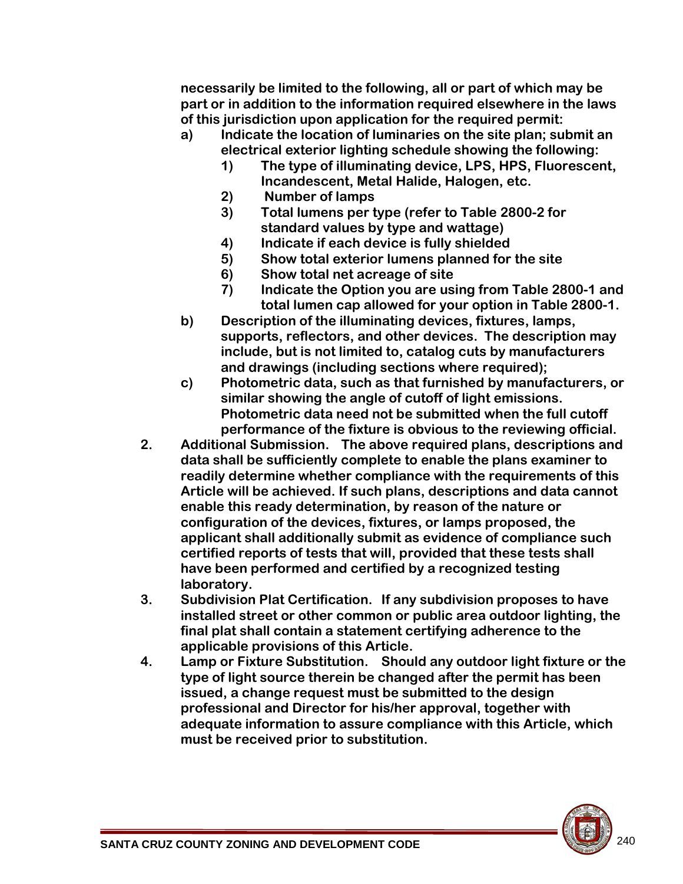**necessarily be limited to the following, all or part of which may be part or in addition to the information required elsewhere in the laws of this jurisdiction upon application for the required permit:**

**a)** **Indicate the location of luminaries on the site plan; submit an electrical exterior lighting schedule showing the following:**

**1)** **The type of illuminating device, LPS, HPS, Fluorescent, Incandescent, Metal Halide, Halogen, etc.**

**2)** **Number of lamps**

**3)** **Total lumens per type (refer to Table 2800-2 for standard values by type and wattage)**

**4)** **Indicate if each device is fully shielded**

**5)** **Show total exterior lumens planned for the site**

**6)** **Show total net acreage of site**

**7)** **Indicate the Option you are using from Table 2800-1 and total lumen cap allowed for your option in Table 2800-1.**

**b)** **Description of the illuminating devices, fixtures, lamps, supports, reflectors, and other devices. The description may include, but is not limited to, catalog cuts by manufacturers and drawings (including sections where required);**

**c)** **Photometric data, such as that furnished by manufacturers, or similar showing the angle of cutoff of light emissions. Photometric data need not be submitted when the full cutoff performance of the fixture is obvious to the reviewing official.**

**2.** **Additional Submission. The above required plans, descriptions and data shall be sufficiently complete to enable the plans examiner to readily determine whether compliance with the requirements of this Article will be achieved. If such plans, descriptions and data cannot enable this ready determination, by reason of the nature or configuration of the devices, fixtures, or lamps proposed, the applicant shall additionally submit as evidence of compliance such certified reports of tests that will, provided that these tests shall have been performed and certified by a recognized testing laboratory.**

**3.** **Subdivision Plat Certification. If any subdivision proposes to have installed street or other common or public area outdoor lighting, the final plat shall contain a statement certifying adherence to the applicable provisions of this Article.**

**4.** **Lamp or Fixture Substitution. Should any outdoor light fixture or the type of light source therein be changed after the permit has been issued, a change request must be submitted to the design professional and Director for his/her approval, together with adequate information to assure compliance with this Article, which must be received prior to substitution.**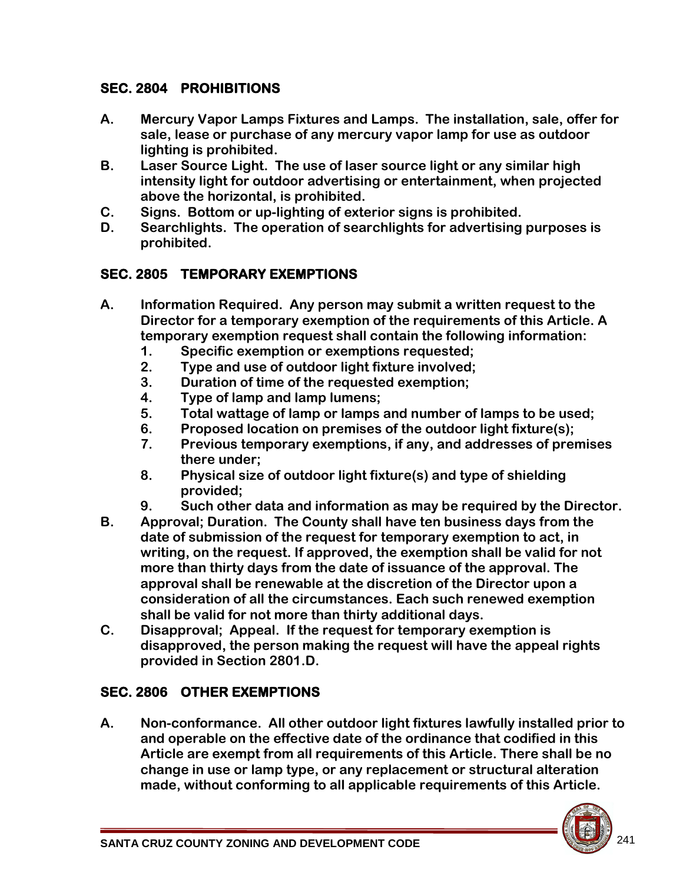## SEC. 2804 PROHIBITIONS

**A. Mercury Vapor Lamps Fixtures and Lamps.** The installation, sale, offer for sale, lease or purchase of any mercury vapor lamp for use as outdoor lighting is prohibited.

**B. Laser Source Light.** The use of laser source light or any similar high intensity light for outdoor advertising or entertainment, when projected above the horizontal, is prohibited.

**C. Signs.** Bottom or up-lighting of exterior signs is prohibited.

**D. Searchlights.** The operation of searchlights for advertising purposes is prohibited.

## SEC. 2805 TEMPORARY EXEMPTIONS

**A. Information Required.** Any person may submit a written request to the Director for a temporary exemption of the requirements of this Article. A temporary exemption request shall contain the following information:

1. Specific exemption or exemptions requested;
2. Type and use of outdoor light fixture involved;
3. Duration of time of the requested exemption;
4. Type of lamp and lamp lumens;
5. Total wattage of lamp or lamps and number of lamps to be used;
6. Proposed location on premises of the outdoor light fixture(s);
7. Previous temporary exemptions, if any, and addresses of premises there under;
8. Physical size of outdoor light fixture(s) and type of shielding provided;
9. Such other data and information as may be required by the Director.

**B. Approval; Duration.** The County shall have ten business days from the date of submission of the request for temporary exemption to act, in writing, on the request. If approved, the exemption shall be valid for not more than thirty days from the date of issuance of the approval. The approval shall be renewable at the discretion of the Director upon a consideration of all the circumstances. Each such renewed exemption shall be valid for not more than thirty additional days.

**C. Disapproval; Appeal.** If the request for temporary exemption is disapproved, the person making the request will have the appeal rights provided in Section 2801.D.

## SEC. 2806 OTHER EXEMPTIONS

**A. Non-conformance.** All other outdoor light fixtures lawfully installed prior to and operable on the effective date of the ordinance that codified in this Article are exempt from all requirements of this Article. There shall be no change in use or lamp type, or any replacement or structural alteration made, without conforming to all applicable requirements of this Article.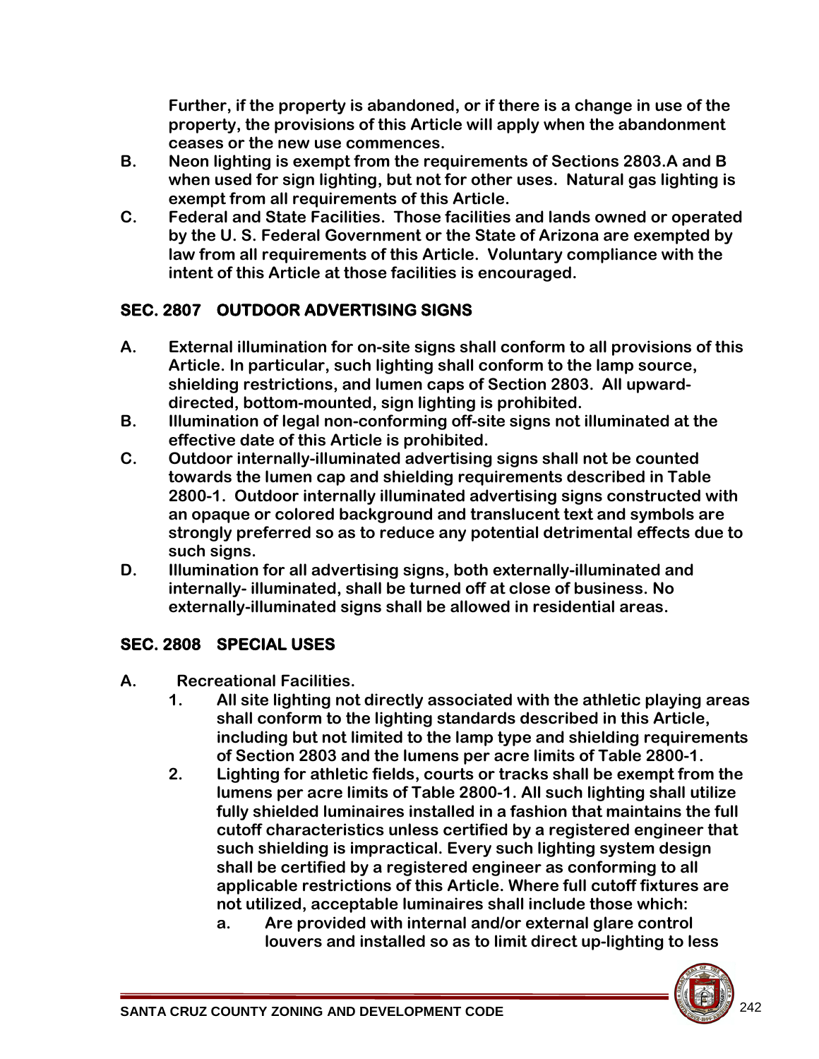**Further, if the property is abandoned, or if there is a change in use of the property, the provisions of this Article will apply when the abandonment ceases or the new use commences.**

**B.** **Neon lighting is exempt from the requirements of Sections 2803.A and B when used for sign lighting, but not for other uses. Natural gas lighting is exempt from all requirements of this Article.**

**C.** **Federal and State Facilities. Those facilities and lands owned or operated by the U. S. Federal Government or the State of Arizona are exempted by law from all requirements of this Article. Voluntary compliance with the intent of this Article at those facilities is encouraged.**

## SEC. 2807 OUTDOOR ADVERTISING SIGNS

**A.** **External illumination for on-site signs shall conform to all provisions of this Article. In particular, such lighting shall conform to the lamp source, shielding restrictions, and lumen caps of Section 2803. All upward-directed, bottom-mounted, sign lighting is prohibited.**

**B.** **Illumination of legal non-conforming off-site signs not illuminated at the effective date of this Article is prohibited.**

**C.** **Outdoor internally-illuminated advertising signs shall not be counted towards the lumen cap and shielding requirements described in Table 2800-1. Outdoor internally illuminated advertising signs constructed with an opaque or colored background and translucent text and symbols are strongly preferred so as to reduce any potential detrimental effects due to such signs.**

**D.** **Illumination for all advertising signs, both externally-illuminated and internally- illuminated, shall be turned off at close of business. No externally-illuminated signs shall be allowed in residential areas.**

## SEC. 2808 SPECIAL USES

**A.** **Recreational Facilities.**

1. **All site lighting not directly associated with the athletic playing areas shall conform to the lighting standards described in this Article, including but not limited to the lamp type and shielding requirements of Section 2803 and the lumens per acre limits of Table 2800-1.**
2. **Lighting for athletic fields, courts or tracks shall be exempt from the lumens per acre limits of Table 2800-1. All such lighting shall utilize fully shielded luminaires installed in a fashion that maintains the full cutoff characteristics unless certified by a registered engineer that such shielding is impractical. Every such lighting system design shall be certified by a registered engineer as conforming to all applicable restrictions of this Article. Where full cutoff fixtures are not utilized, acceptable luminaires shall include those which:**
   a. **Are provided with internal and/or external glare control louvers and installed so as to limit direct up-lighting to less**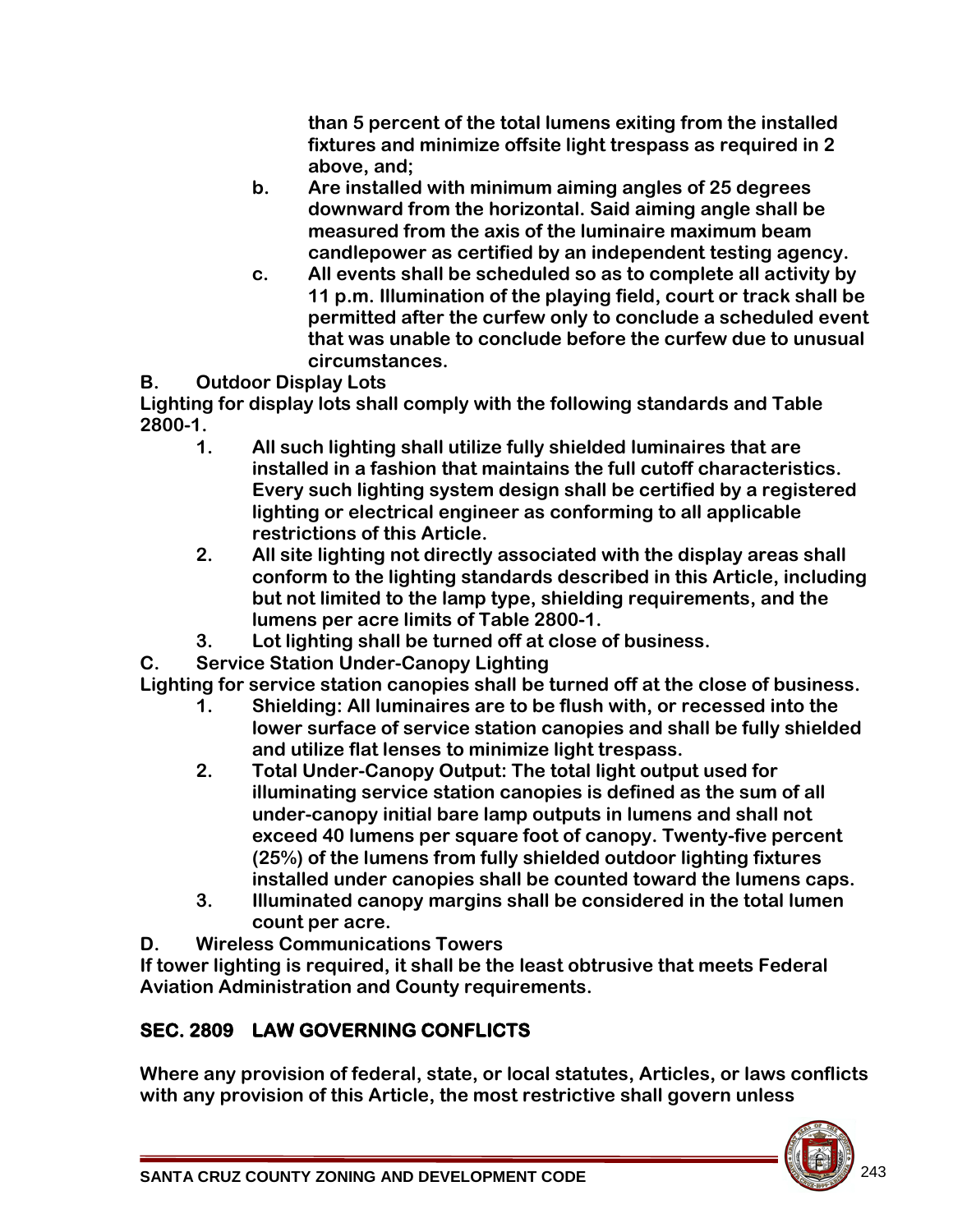than 5 percent of the total lumens exiting from the installed fixtures and minimize offsite light trespass as required in 2 above, and;

b. Are installed with minimum aiming angles of 25 degrees downward from the horizontal. Said aiming angle shall be measured from the axis of the luminaire maximum beam candlepower as certified by an independent testing agency.

c. All events shall be scheduled so as to complete all activity by 11 p.m. Illumination of the playing field, court or track shall be permitted after the curfew only to conclude a scheduled event that was unable to conclude before the curfew due to unusual circumstances.

**B. Outdoor Display Lots**

Lighting for display lots shall comply with the following standards and Table 2800-1.

1. All such lighting shall utilize fully shielded luminaires that are installed in a fashion that maintains the full cutoff characteristics. Every such lighting system design shall be certified by a registered lighting or electrical engineer as conforming to all applicable restrictions of this Article.
2. All site lighting not directly associated with the display areas shall conform to the lighting standards described in this Article, including but not limited to the lamp type, shielding requirements, and the lumens per acre limits of Table 2800-1.
3. Lot lighting shall be turned off at close of business.

**C. Service Station Under-Canopy Lighting**

Lighting for service station canopies shall be turned off at the close of business.

1. Shielding: All luminaires are to be flush with, or recessed into the lower surface of service station canopies and shall be fully shielded and utilize flat lenses to minimize light trespass.
2. Total Under-Canopy Output: The total light output used for illuminating service station canopies is defined as the sum of all under-canopy initial bare lamp outputs in lumens and shall not exceed 40 lumens per square foot of canopy. Twenty-five percent (25%) of the lumens from fully shielded outdoor lighting fixtures installed under canopies shall be counted toward the lumens caps.
3. Illuminated canopy margins shall be considered in the total lumen count per acre.

**D. Wireless Communications Towers**

If tower lighting is required, it shall be the least obtrusive that meets Federal Aviation Administration and County requirements.

## SEC. 2809 LAW GOVERNING CONFLICTS

Where any provision of federal, state, or local statutes, Articles, or laws conflicts with any provision of this Article, the most restrictive shall govern unless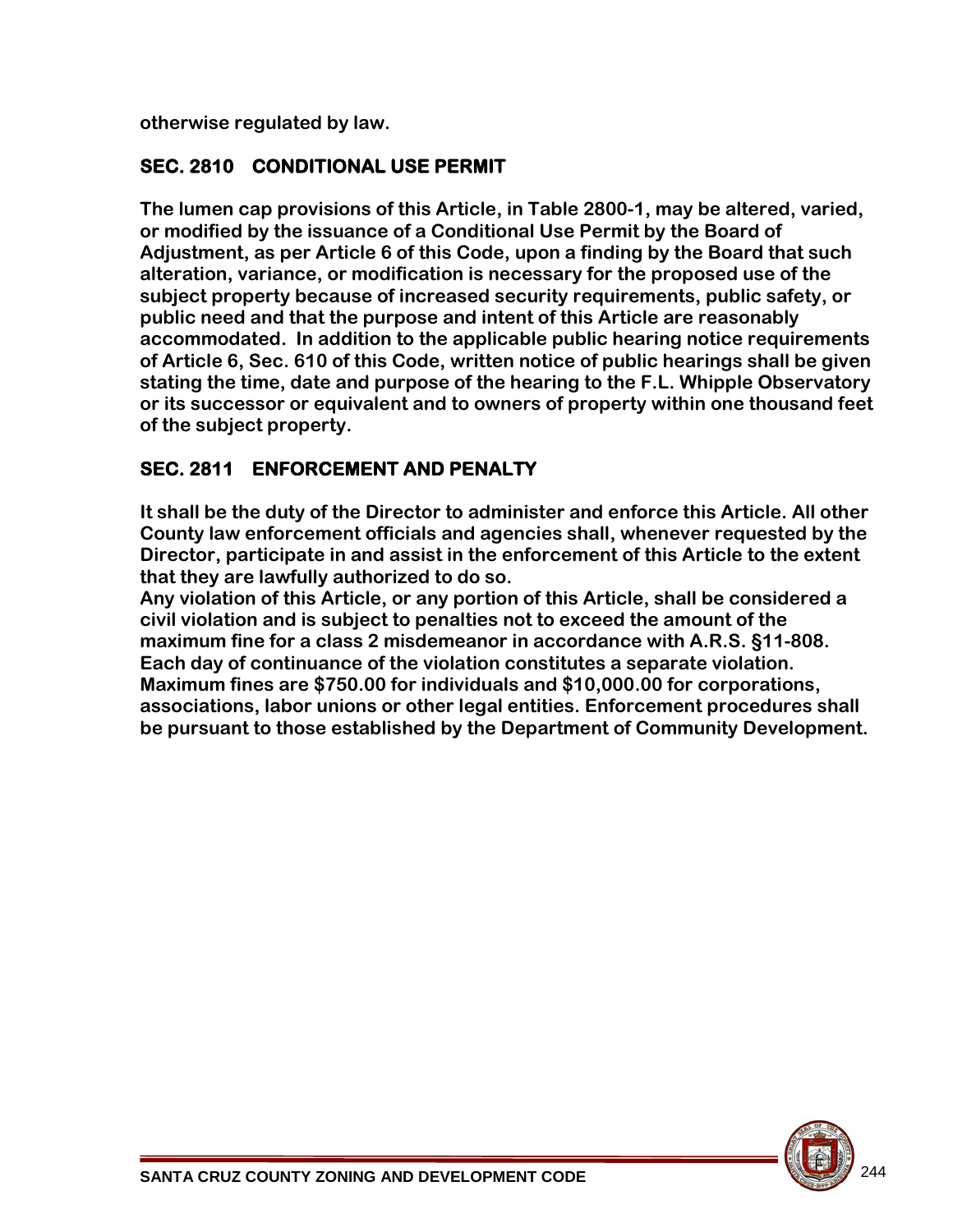otherwise regulated by law.

## SEC. 2810 CONDITIONAL USE PERMIT

The lumen cap provisions of this Article, in Table 2800-1, may be altered, varied, or modified by the issuance of a Conditional Use Permit by the Board of Adjustment, as per Article 6 of this Code, upon a finding by the Board that such alteration, variance, or modification is necessary for the proposed use of the subject property because of increased security requirements, public safety, or public need and that the purpose and intent of this Article are reasonably accommodated. In addition to the applicable public hearing notice requirements of Article 6, Sec. 610 of this Code, written notice of public hearings shall be given stating the time, date and purpose of the hearing to the F.L. Whipple Observatory or its successor or equivalent and to owners of property within one thousand feet of the subject property.

## SEC. 2811 ENFORCEMENT AND PENALTY

It shall be the duty of the Director to administer and enforce this Article. All other County law enforcement officials and agencies shall, whenever requested by the Director, participate in and assist in the enforcement of this Article to the extent that they are lawfully authorized to do so.

Any violation of this Article, or any portion of this Article, shall be considered a civil violation and is subject to penalties not to exceed the amount of the maximum fine for a class 2 misdemeanor in accordance with A.R.S. §11-808. Each day of continuance of the violation constitutes a separate violation. Maximum fines are $750.00 for individuals and $10,000.00 for corporations, associations, labor unions or other legal entities. Enforcement procedures shall be pursuant to those established by the Department of Community Development.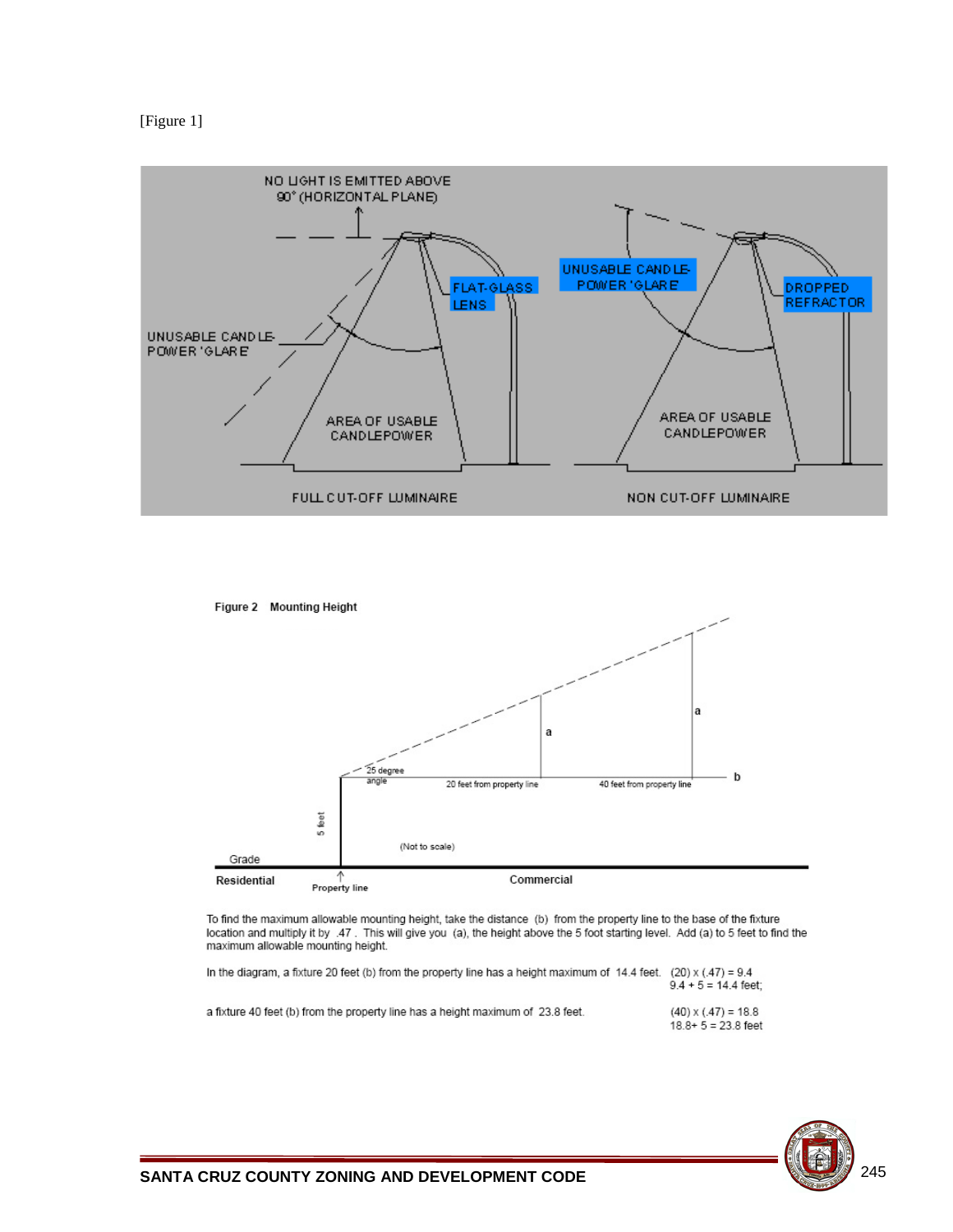[Figure 1]

NO LIGHT IS EMITTED ABOVE 90° (HORIZONTAL PLANE)

UNUSABLE CANDLE-POWER 'GLARE'

FLAT-GLASS LENS

AREA OF USABLE CANDLEPOWER

FULL CUT-OFF LUMINAIRE

UNUSABLE CANDLE-POWER 'GLARE'

DROPPED REFRACTOR

AREA OF USABLE CANDLEPOWER

NON CUT-OFF LUMINAIRE

**Figure 2 Mounting Height**

25 degree angle

20 feet from property line

40 feet from property line

a

a

b

5 feet

(Not to scale)

Grade

Residential

Property line

Commercial

To find the maximum allowable mounting height, take the distance (b) from the property line to the base of the fixture location and multiply it by .47 . This will give you (a), the height above the 5 foot starting level. Add (a) to 5 feet to find the maximum allowable mounting height.

In the diagram, a fixture 20 feet (b) from the property line has a height maximum of 14.4 feet. (20) x (.47) = 9.4
9.4 + 5 = 14.4 feet;

a fixture 40 feet (b) from the property line has a height maximum of 23.8 feet. (40) x (.47) = 18.8
18.8+ 5 = 23.8 feet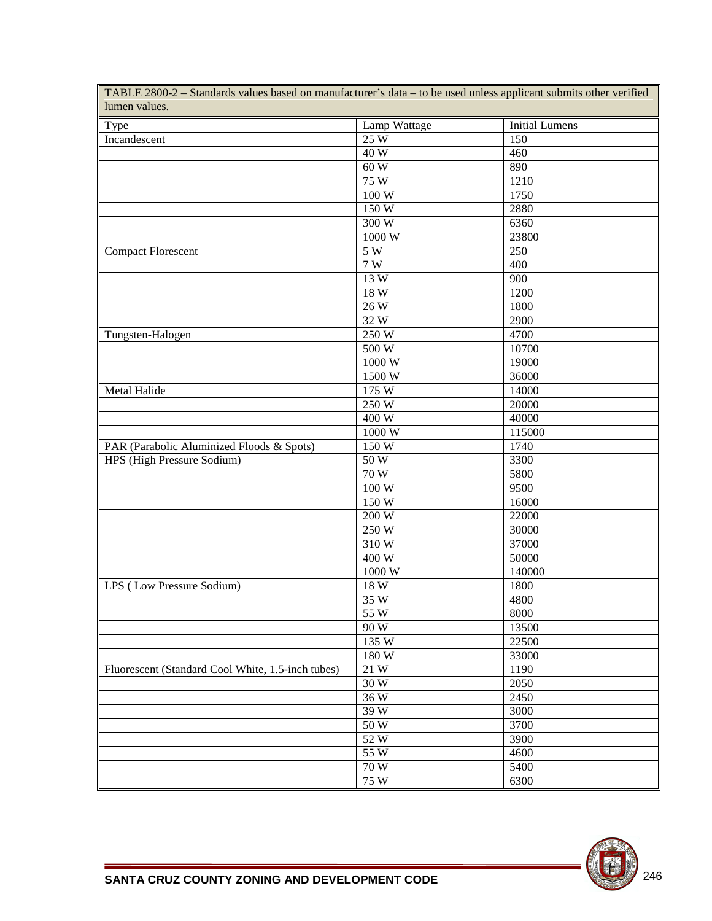| TABLE 2800-2 – Standards values based on manufacturer's data – to be used unless applicant submits other verified lumen values. | | |
|---|---|---|
| Type | Lamp Wattage | Initial Lumens |
| Incandescent | 25 W | 150 |
| | 40 W | 460 |
| | 60 W | 890 |
| | 75 W | 1210 |
| | 100 W | 1750 |
| | 150 W | 2880 |
| | 300 W | 6360 |
| | 1000 W | 23800 |
| Compact Florescent | 5 W | 250 |
| | 7 W | 400 |
| | 13 W | 900 |
| | 18 W | 1200 |
| | 26 W | 1800 |
| | 32 W | 2900 |
| Tungsten-Halogen | 250 W | 4700 |
| | 500 W | 10700 |
| | 1000 W | 19000 |
| | 1500 W | 36000 |
| Metal Halide | 175 W | 14000 |
| | 250 W | 20000 |
| | 400 W | 40000 |
| | 1000 W | 115000 |
| PAR (Parabolic Aluminized Floods & Spots) | 150 W | 1740 |
| HPS (High Pressure Sodium) | 50 W | 3300 |
| | 70 W | 5800 |
| | 100 W | 9500 |
| | 150 W | 16000 |
| | 200 W | 22000 |
| | 250 W | 30000 |
| | 310 W | 37000 |
| | 400 W | 50000 |
| | 1000 W | 140000 |
| LPS ( Low Pressure Sodium) | 18 W | 1800 |
| | 35 W | 4800 |
| | 55 W | 8000 |
| | 90 W | 13500 |
| | 135 W | 22500 |
| | 180 W | 33000 |
| Fluorescent (Standard Cool White, 1.5-inch tubes) | 21 W | 1190 |
| | 30 W | 2050 |
| | 36 W | 2450 |
| | 39 W | 3000 |
| | 50 W | 3700 |
| | 52 W | 3900 |
| | 55 W | 4600 |
| | 70 W | 5400 |
| | 75 W | 6300 |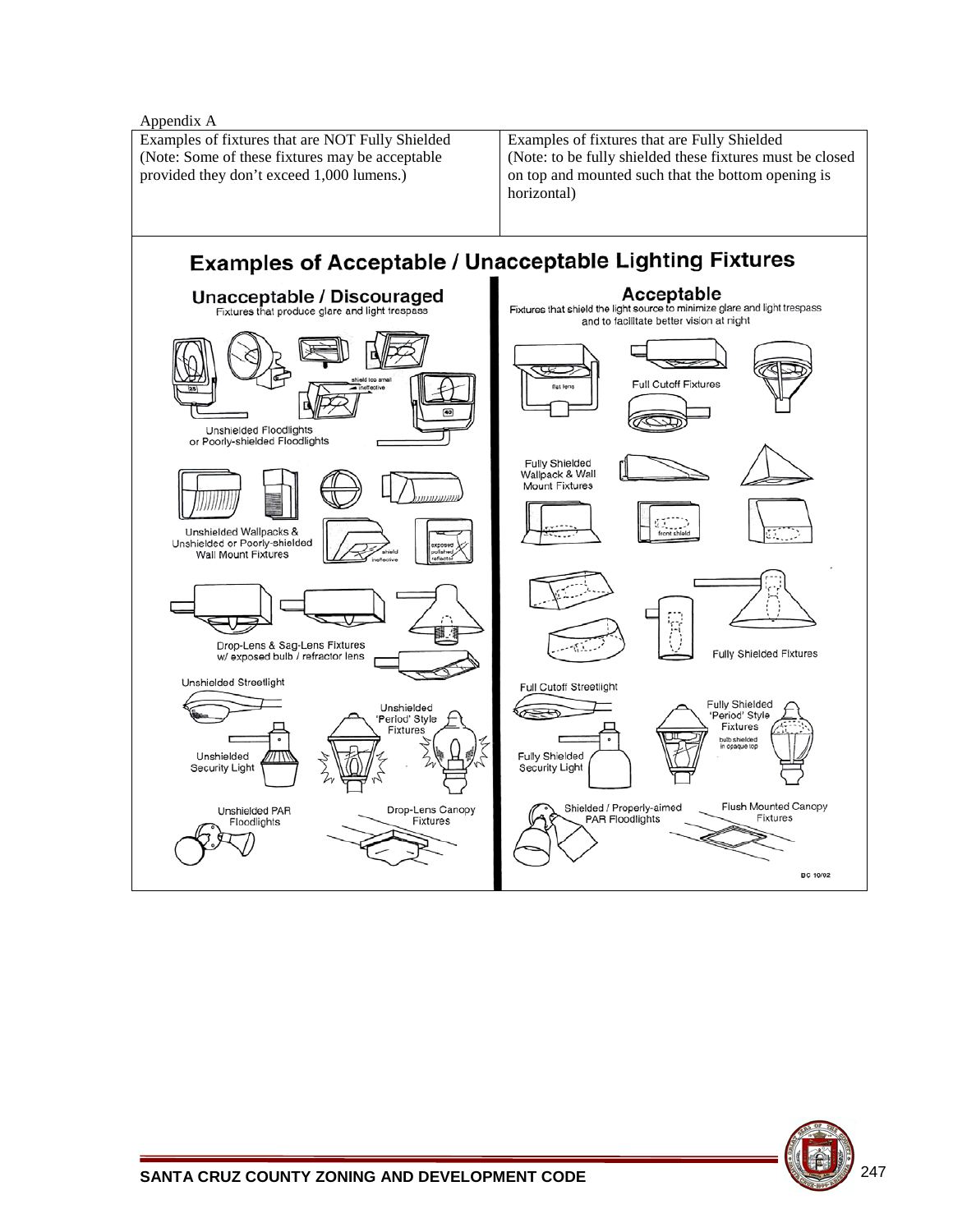Appendix A

| Examples of fixtures that are NOT Fully Shielded (Note: Some of these fixtures may be acceptable provided they don't exceed 1,000 lumens.) | Examples of fixtures that are Fully Shielded (Note: to be fully shielded these fixtures must be closed on top and mounted such that the bottom opening is horizontal) |
|---|---|

Examples of Acceptable / Unacceptable Lighting Fixtures

Unacceptable / Discouraged
Fixtures that produce glare and light trespass

shield too small
ineffective

Unshielded Floodlights
or Poorly-shielded Floodlights

Unshielded Wallpacks &
Unshielded or Poorly-shielded
Wall Mount Fixtures

shield
ineffective

exposed
polished
reflector

Drop-Lens & Sag-Lens Fixtures
w/ exposed bulb / refractor lens

Unshielded Streetlight

Unshielded
'Period' Style
Fixtures

Unshielded
Security Light

Unshielded PAR
Floodlights

Drop-Lens Canopy
Fixtures

Acceptable
Fixtures that shield the light source to minimize glare and light trespass
and to facilitate better vision at night

flat lens

Full Cutoff Fixtures

Fully Shielded
Wallpack & Wall
Mount Fixtures

front shield

Fully Shielded Fixtures

Full Cutoff Streetlight

Fully Shielded
'Period' Style
Fixtures
bulb shielded
in opaque top

Fully Shielded
Security Light

Shielded / Properly-aimed
PAR Floodlights

Flush Mounted Canopy
Fixtures

BC 10/02